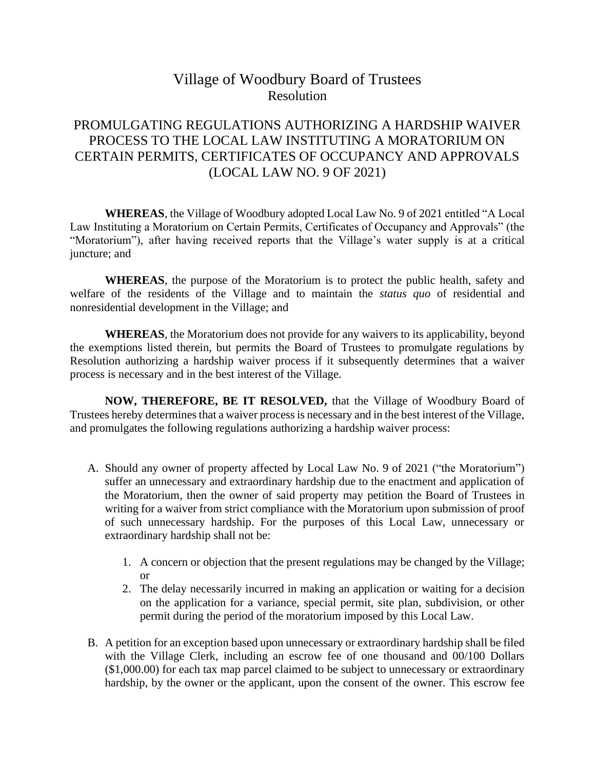# Village of Woodbury Board of Trustees

## Resolution

## PROMULGATING REGULATIONS AUTHORIZING A HARDSHIP WAIVER PROCESS TO THE LOCAL LAW INSTITUTING A MORATORIUM ON CERTAIN PERMITS, CERTIFICATES OF OCCUPANCY AND APPROVALS (LOCAL LAW NO. 9 OF 2021)

**WHEREAS**, the Village of Woodbury adopted Local Law No. 9 of 2021 entitled "A Local Law Instituting a Moratorium on Certain Permits, Certificates of Occupancy and Approvals" (the "Moratorium"), after having received reports that the Village's water supply is at a critical juncture; and

**WHEREAS**, the purpose of the Moratorium is to protect the public health, safety and welfare of the residents of the Village and to maintain the *status quo* of residential and nonresidential development in the Village; and

**WHEREAS**, the Moratorium does not provide for any waivers to its applicability, beyond the exemptions listed therein, but permits the Board of Trustees to promulgate regulations by Resolution authorizing a hardship waiver process if it subsequently determines that a waiver process is necessary and in the best interest of the Village.

**NOW, THEREFORE, BE IT RESOLVED,** that the Village of Woodbury Board of Trustees hereby determines that a waiver process is necessary and in the best interest of the Village, and promulgates the following regulations authorizing a hardship waiver process:

A. Should any owner of property affected by Local Law No. 9 of 2021 ("the Moratorium") suffer an unnecessary and extraordinary hardship due to the enactment and application of the Moratorium, then the owner of said property may petition the Board of Trustees in writing for a waiver from strict compliance with the Moratorium upon submission of proof of such unnecessary hardship. For the purposes of this Local Law, unnecessary or extraordinary hardship shall not be:

    1. A concern or objection that the present regulations may be changed by the Village; or
    2. The delay necessarily incurred in making an application or waiting for a decision on the application for a variance, special permit, site plan, subdivision, or other permit during the period of the moratorium imposed by this Local Law.

B. A petition for an exception based upon unnecessary or extraordinary hardship shall be filed with the Village Clerk, including an escrow fee of one thousand and 00/100 Dollars ($1,000.00) for each tax map parcel claimed to be subject to unnecessary or extraordinary hardship, by the owner or the applicant, upon the consent of the owner. This escrow fee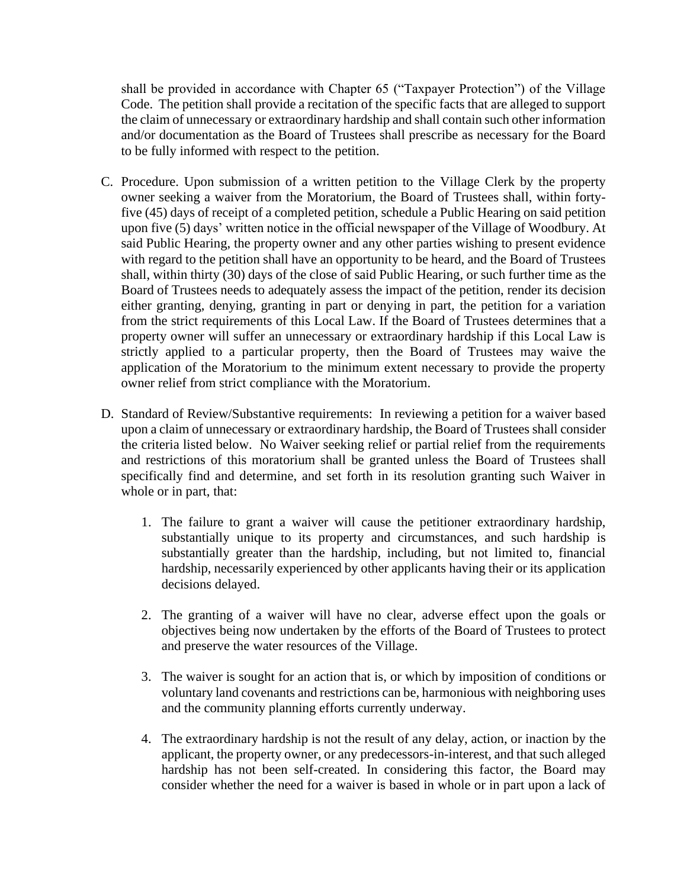shall be provided in accordance with Chapter 65 ("Taxpayer Protection") of the Village Code. The petition shall provide a recitation of the specific facts that are alleged to support the claim of unnecessary or extraordinary hardship and shall contain such other information and/or documentation as the Board of Trustees shall prescribe as necessary for the Board to be fully informed with respect to the petition.

C. Procedure. Upon submission of a written petition to the Village Clerk by the property owner seeking a waiver from the Moratorium, the Board of Trustees shall, within forty-five (45) days of receipt of a completed petition, schedule a Public Hearing on said petition upon five (5) days' written notice in the official newspaper of the Village of Woodbury. At said Public Hearing, the property owner and any other parties wishing to present evidence with regard to the petition shall have an opportunity to be heard, and the Board of Trustees shall, within thirty (30) days of the close of said Public Hearing, or such further time as the Board of Trustees needs to adequately assess the impact of the petition, render its decision either granting, denying, granting in part or denying in part, the petition for a variation from the strict requirements of this Local Law. If the Board of Trustees determines that a property owner will suffer an unnecessary or extraordinary hardship if this Local Law is strictly applied to a particular property, then the Board of Trustees may waive the application of the Moratorium to the minimum extent necessary to provide the property owner relief from strict compliance with the Moratorium.

D. Standard of Review/Substantive requirements: In reviewing a petition for a waiver based upon a claim of unnecessary or extraordinary hardship, the Board of Trustees shall consider the criteria listed below. No Waiver seeking relief or partial relief from the requirements and restrictions of this moratorium shall be granted unless the Board of Trustees shall specifically find and determine, and set forth in its resolution granting such Waiver in whole or in part, that:

   1. The failure to grant a waiver will cause the petitioner extraordinary hardship, substantially unique to its property and circumstances, and such hardship is substantially greater than the hardship, including, but not limited to, financial hardship, necessarily experienced by other applicants having their or its application decisions delayed.

   2. The granting of a waiver will have no clear, adverse effect upon the goals or objectives being now undertaken by the efforts of the Board of Trustees to protect and preserve the water resources of the Village.

   3. The waiver is sought for an action that is, or which by imposition of conditions or voluntary land covenants and restrictions can be, harmonious with neighboring uses and the community planning efforts currently underway.

   4. The extraordinary hardship is not the result of any delay, action, or inaction by the applicant, the property owner, or any predecessors-in-interest, and that such alleged hardship has not been self-created. In considering this factor, the Board may consider whether the need for a waiver is based in whole or in part upon a lack of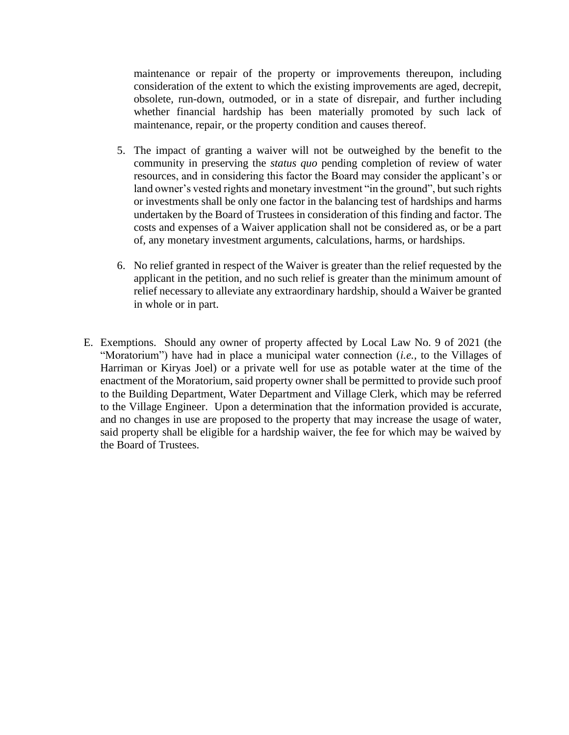maintenance or repair of the property or improvements thereupon, including consideration of the extent to which the existing improvements are aged, decrepit, obsolete, run-down, outmoded, or in a state of disrepair, and further including whether financial hardship has been materially promoted by such lack of maintenance, repair, or the property condition and causes thereof.

5. The impact of granting a waiver will not be outweighed by the benefit to the community in preserving the *status quo* pending completion of review of water resources, and in considering this factor the Board may consider the applicant's or land owner's vested rights and monetary investment "in the ground", but such rights or investments shall be only one factor in the balancing test of hardships and harms undertaken by the Board of Trustees in consideration of this finding and factor. The costs and expenses of a Waiver application shall not be considered as, or be a part of, any monetary investment arguments, calculations, harms, or hardships.

6. No relief granted in respect of the Waiver is greater than the relief requested by the applicant in the petition, and no such relief is greater than the minimum amount of relief necessary to alleviate any extraordinary hardship, should a Waiver be granted in whole or in part.

E. Exemptions. Should any owner of property affected by Local Law No. 9 of 2021 (the "Moratorium") have had in place a municipal water connection (*i.e.,* to the Villages of Harriman or Kiryas Joel) or a private well for use as potable water at the time of the enactment of the Moratorium, said property owner shall be permitted to provide such proof to the Building Department, Water Department and Village Clerk, which may be referred to the Village Engineer. Upon a determination that the information provided is accurate, and no changes in use are proposed to the property that may increase the usage of water, said property shall be eligible for a hardship waiver, the fee for which may be waived by the Board of Trustees.